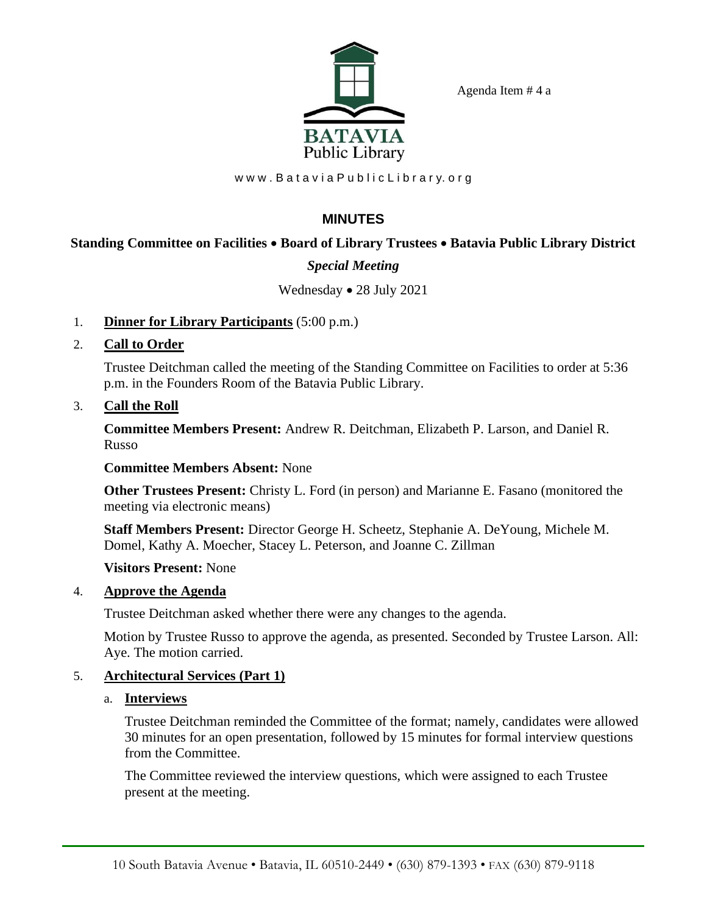BATAVIA Public Library

Agenda Item # 4 a

www.BataviaPublicLibrary.org

## MINUTES

**Standing Committee on Facilities • Board of Library Trustees • Batavia Public Library District**

***Special Meeting***

Wednesday • 28 July 2021

1. **Dinner for Library Participants** (5:00 p.m.)

2. **Call to Order**

   Trustee Deitchman called the meeting of the Standing Committee on Facilities to order at 5:36 p.m. in the Founders Room of the Batavia Public Library.

3. **Call the Roll**

   **Committee Members Present:** Andrew R. Deitchman, Elizabeth P. Larson, and Daniel R. Russo

   **Committee Members Absent:** None

   **Other Trustees Present:** Christy L. Ford (in person) and Marianne E. Fasano (monitored the meeting via electronic means)

   **Staff Members Present:** Director George H. Scheetz, Stephanie A. DeYoung, Michele M. Domel, Kathy A. Moecher, Stacey L. Peterson, and Joanne C. Zillman

   **Visitors Present:** None

4. **Approve the Agenda**

   Trustee Deitchman asked whether there were any changes to the agenda.

   Motion by Trustee Russo to approve the agenda, as presented. Seconded by Trustee Larson. All: Aye. The motion carried.

5. **Architectural Services (Part 1)**

   a. **Interviews**

      Trustee Deitchman reminded the Committee of the format; namely, candidates were allowed 30 minutes for an open presentation, followed by 15 minutes for formal interview questions from the Committee.

      The Committee reviewed the interview questions, which were assigned to each Trustee present at the meeting.

10 South Batavia Avenue • Batavia, IL 60510-2449 • (630) 879-1393 • FAX (630) 879-9118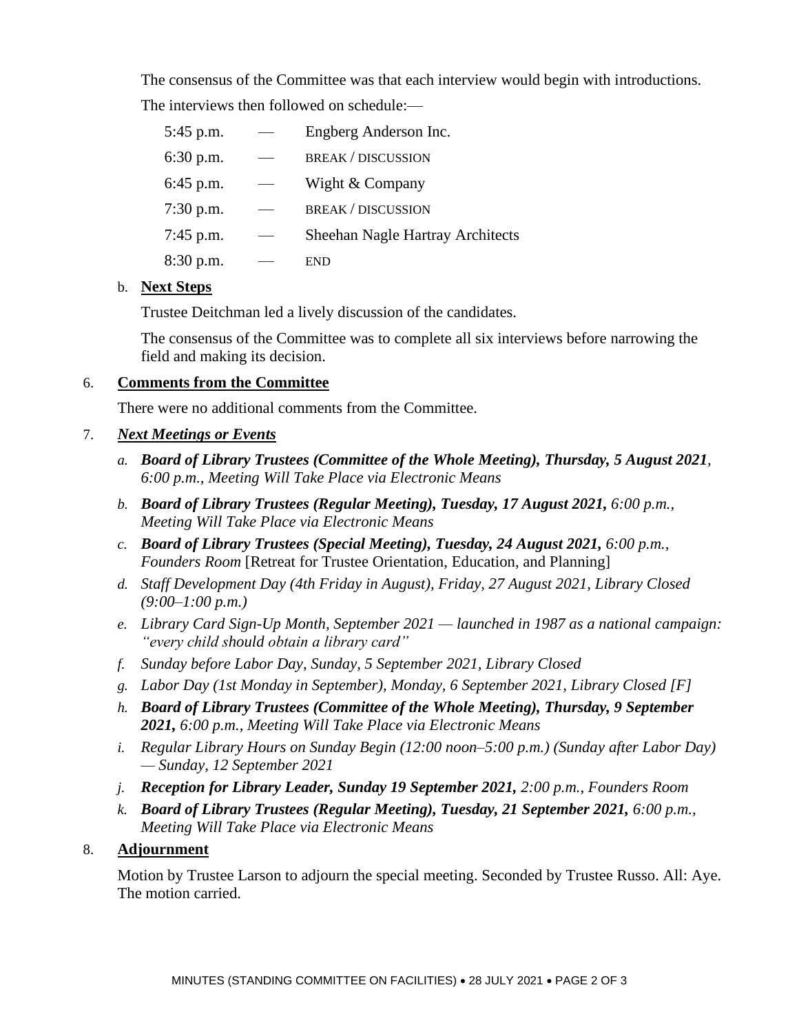The consensus of the Committee was that each interview would begin with introductions.

The interviews then followed on schedule:—

| | | |
|---|---|---|
| 5:45 p.m. | — | Engberg Anderson Inc. |
| 6:30 p.m. | — | BREAK / DISCUSSION |
| 6:45 p.m. | — | Wight & Company |
| 7:30 p.m. | — | BREAK / DISCUSSION |
| 7:45 p.m. | — | Sheehan Nagle Hartray Architects |
| 8:30 p.m. | — | END |

b. **Next Steps**

Trustee Deitchman led a lively discussion of the candidates.

The consensus of the Committee was to complete all six interviews before narrowing the field and making its decision.

6. **Comments from the Committee**

There were no additional comments from the Committee.

7. ***Next Meetings or Events***

*a.* ***Board of Library Trustees (Committee of the Whole Meeting), Thursday, 5 August 2021****, 6:00 p.m., Meeting Will Take Place via Electronic Means*

*b.* ***Board of Library Trustees (Regular Meeting), Tuesday, 17 August 2021,*** *6:00 p.m., Meeting Will Take Place via Electronic Means*

*c.* ***Board of Library Trustees (Special Meeting), Tuesday, 24 August 2021,*** *6:00 p.m., Founders Room* [Retreat for Trustee Orientation, Education, and Planning]

*d. Staff Development Day (4th Friday in August), Friday, 27 August 2021, Library Closed (9:00–1:00 p.m.)*

*e. Library Card Sign-Up Month, September 2021 — launched in 1987 as a national campaign: "every child should obtain a library card"*

*f. Sunday before Labor Day, Sunday, 5 September 2021, Library Closed*

*g. Labor Day (1st Monday in September), Monday, 6 September 2021, Library Closed [F]*

*h.* ***Board of Library Trustees (Committee of the Whole Meeting), Thursday, 9 September 2021,*** *6:00 p.m., Meeting Will Take Place via Electronic Means*

*i. Regular Library Hours on Sunday Begin (12:00 noon–5:00 p.m.) (Sunday after Labor Day) — Sunday, 12 September 2021*

*j.* ***Reception for Library Leader, Sunday 19 September 2021,*** *2:00 p.m., Founders Room*

*k.* ***Board of Library Trustees (Regular Meeting), Tuesday, 21 September 2021,*** *6:00 p.m., Meeting Will Take Place via Electronic Means*

8. **Adjournment**

Motion by Trustee Larson to adjourn the special meeting. Seconded by Trustee Russo. All: Aye. The motion carried.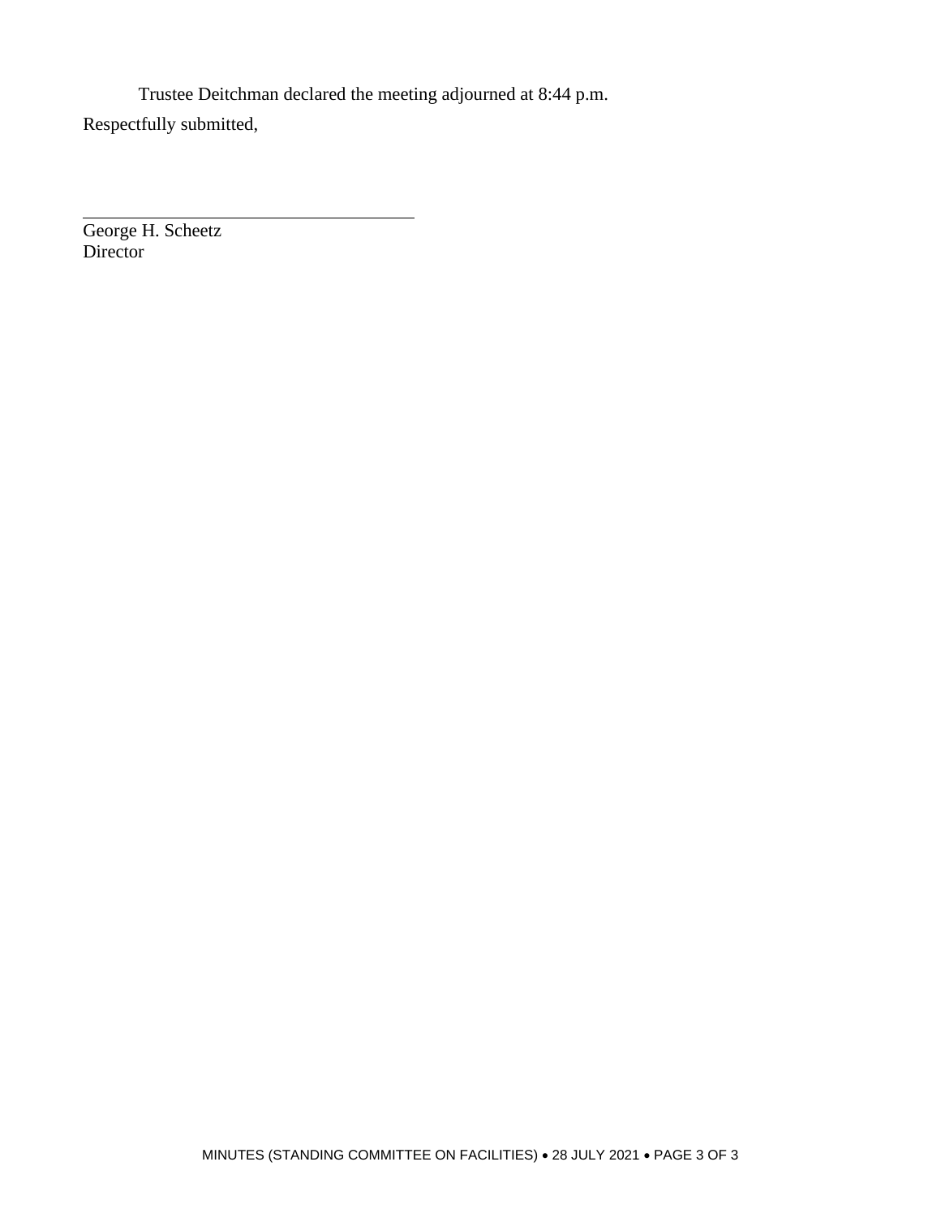Trustee Deitchman declared the meeting adjourned at 8:44 p.m.

Respectfully submitted,

\_\_\_\_\_\_\_\_\_\_\_\_\_\_\_\_\_\_\_\_\_\_\_\_\_\_\_\_\_\_\_\_\_\_\_\_

George H. Scheetz
Director